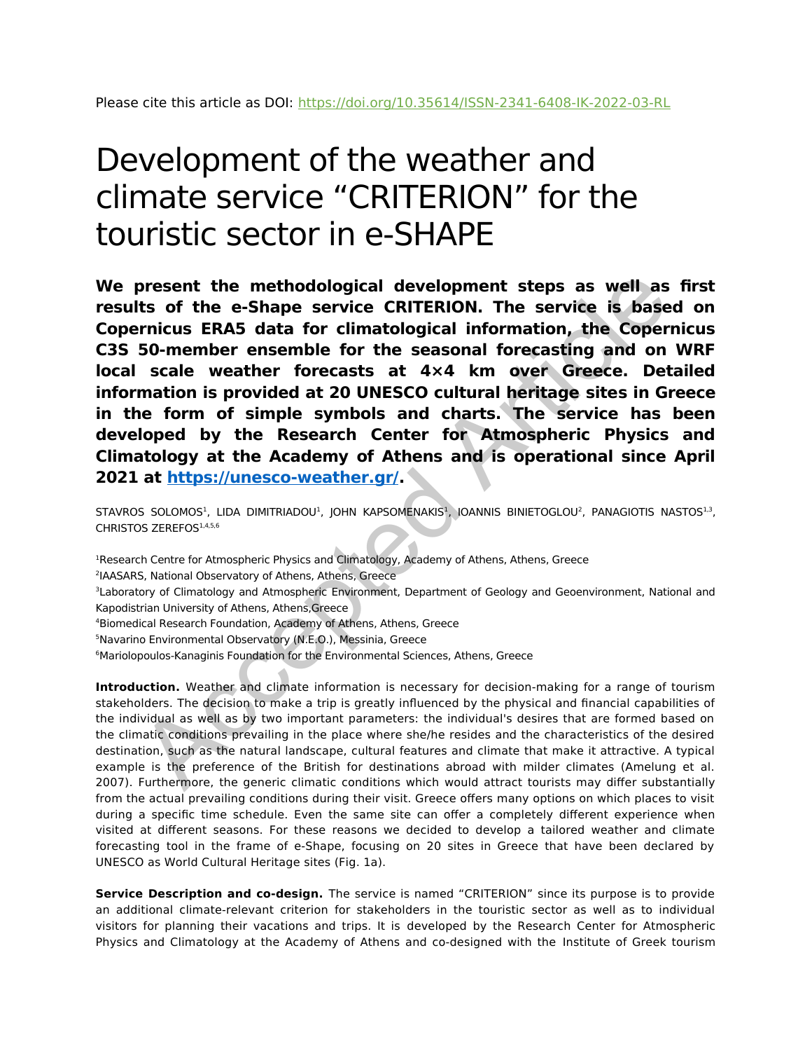Please cite this article as DOI: https://doi.org/10.35614/ISSN-2341-6408-IK-2022-03-RL

# Development of the weather and climate service "CRITERION" for the touristic sector in e-SHAPE

**We present the methodological development steps as well as first results of the e-Shape service CRITERION. The service is based on Copernicus ERA5 data for climatological information, the Copernicus C3S 50-member ensemble for the seasonal forecasting and on WRF local scale weather forecasts at 4×4 km over Greece. Detailed information is provided at 20 UNESCO cultural heritage sites in Greece in the form of simple symbols and charts. The service has been developed by the Research Center for Atmospheric Physics and Climatology at the Academy of Athens and is operational since April 2021 at https://unesco-weather.gr/.**

STAVROS SOLOMOS[1], LIDA DIMITRIADOU[1], JOHN KAPSOMENAKIS[1], IOANNIS BINIETOGLOU[2], PANAGIOTIS NASTOS[1,3], CHRISTOS ZEREFOS[1,4,5,6]

[1]Research Centre for Atmospheric Physics and Climatology, Academy of Athens, Athens, Greece
[2]IAASARS, National Observatory of Athens, Athens, Greece
[3]Laboratory of Climatology and Atmospheric Environment, Department of Geology and Geoenvironment, National and Kapodistrian University of Athens, Athens,Greece
[4]Biomedical Research Foundation, Academy of Athens, Athens, Greece
[5]Navarino Environmental Observatory (N.E.O.), Messinia, Greece
[6]Mariolopoulos-Kanaginis Foundation for the Environmental Sciences, Athens, Greece

**Introduction.** Weather and climate information is necessary for decision-making for a range of tourism stakeholders. The decision to make a trip is greatly influenced by the physical and financial capabilities of the individual as well as by two important parameters: the individual's desires that are formed based on the climatic conditions prevailing in the place where she/he resides and the characteristics of the desired destination, such as the natural landscape, cultural features and climate that make it attractive. A typical example is the preference of the British for destinations abroad with milder climates (Amelung et al. 2007). Furthermore, the generic climatic conditions which would attract tourists may differ substantially from the actual prevailing conditions during their visit. Greece offers many options on which places to visit during a specific time schedule. Even the same site can offer a completely different experience when visited at different seasons. For these reasons we decided to develop a tailored weather and climate forecasting tool in the frame of e-Shape, focusing on 20 sites in Greece that have been declared by UNESCO as World Cultural Heritage sites (Fig. 1a).

**Service Description and co-design.** The service is named "CRITERION" since its purpose is to provide an additional climate-relevant criterion for stakeholders in the touristic sector as well as to individual visitors for planning their vacations and trips. It is developed by the Research Center for Atmospheric Physics and Climatology at the Academy of Athens and co-designed with the Institute of Greek tourism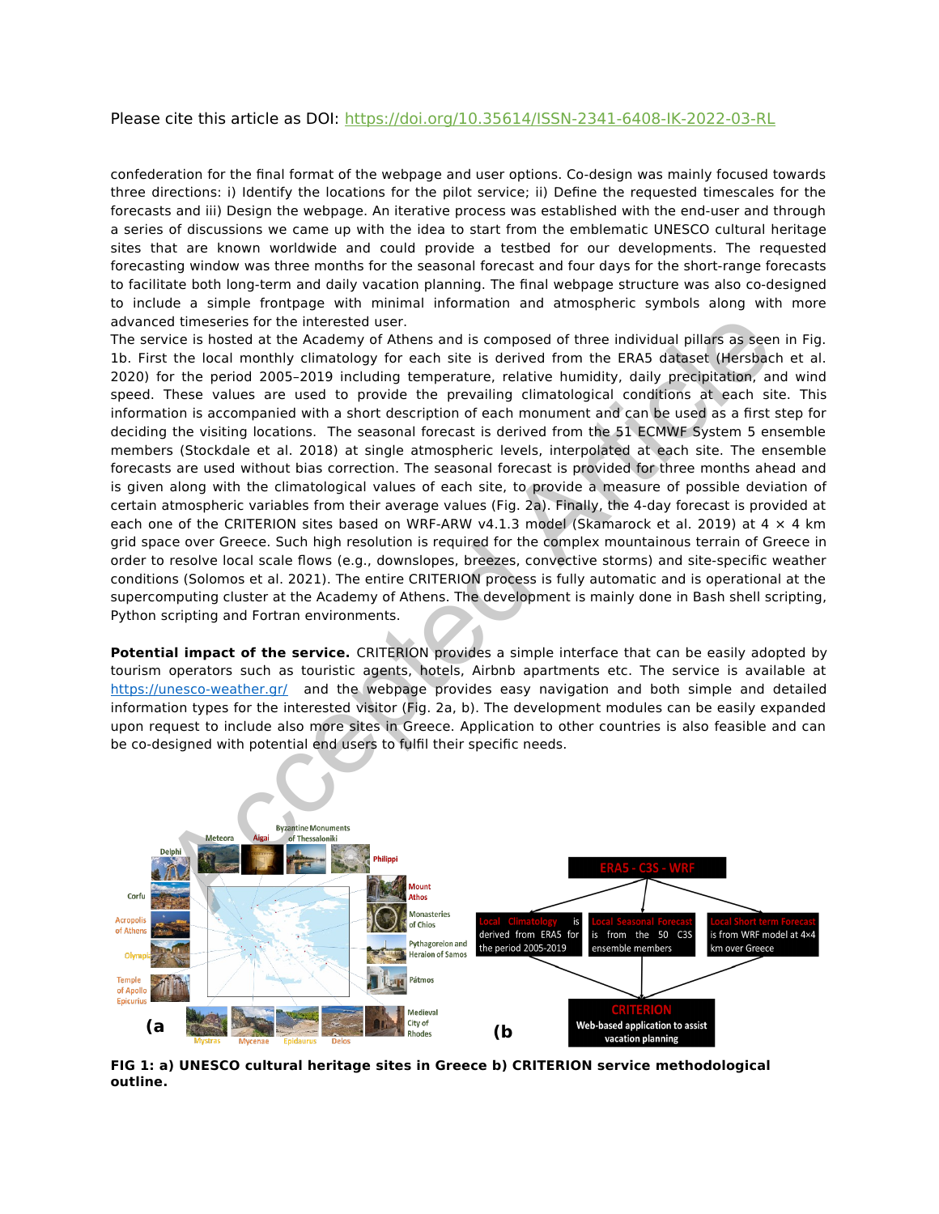confederation for the final format of the webpage and user options. Co-design was mainly focused towards three directions: i) Identify the locations for the pilot service; ii) Define the requested timescales for the forecasts and iii) Design the webpage. An iterative process was established with the end-user and through a series of discussions we came up with the idea to start from the emblematic UNESCO cultural heritage sites that are known worldwide and could provide a testbed for our developments. The requested forecasting window was three months for the seasonal forecast and four days for the short-range forecasts to facilitate both long-term and daily vacation planning. The final webpage structure was also co-designed to include a simple frontpage with minimal information and atmospheric symbols along with more advanced timeseries for the interested user.

The service is hosted at the Academy of Athens and is composed of three individual pillars as seen in Fig. 1b. First the local monthly climatology for each site is derived from the ERA5 dataset (Hersbach et al. 2020) for the period 2005–2019 including temperature, relative humidity, daily precipitation, and wind speed. These values are used to provide the prevailing climatological conditions at each site. This information is accompanied with a short description of each monument and can be used as a first step for deciding the visiting locations. The seasonal forecast is derived from the 51 ECMWF System 5 ensemble members (Stockdale et al. 2018) at single atmospheric levels, interpolated at each site. The ensemble forecasts are used without bias correction. The seasonal forecast is provided for three months ahead and is given along with the climatological values of each site, to provide a measure of possible deviation of certain atmospheric variables from their average values (Fig. 2a). Finally, the 4-day forecast is provided at each one of the CRITERION sites based on WRF-ARW v4.1.3 model (Skamarock et al. 2019) at 4 × 4 km grid space over Greece. Such high resolution is required for the complex mountainous terrain of Greece in order to resolve local scale flows (e.g., downslopes, breezes, convective storms) and site-specific weather conditions (Solomos et al. 2021). The entire CRITERION process is fully automatic and is operational at the supercomputing cluster at the Academy of Athens. The development is mainly done in Bash shell scripting, Python scripting and Fortran environments.

**Potential impact of the service.** CRITERION provides a simple interface that can be easily adopted by tourism operators such as touristic agents, hotels, Airbnb apartments etc. The service is available at https://unesco-weather.gr/ and the webpage provides easy navigation and both simple and detailed information types for the interested visitor (Fig. 2a, b). The development modules can be easily expanded upon request to include also more sites in Greece. Application to other countries is also feasible and can be co-designed with potential end users to fulfil their specific needs.

**FIG 1: a) UNESCO cultural heritage sites in Greece b) CRITERION service methodological outline.**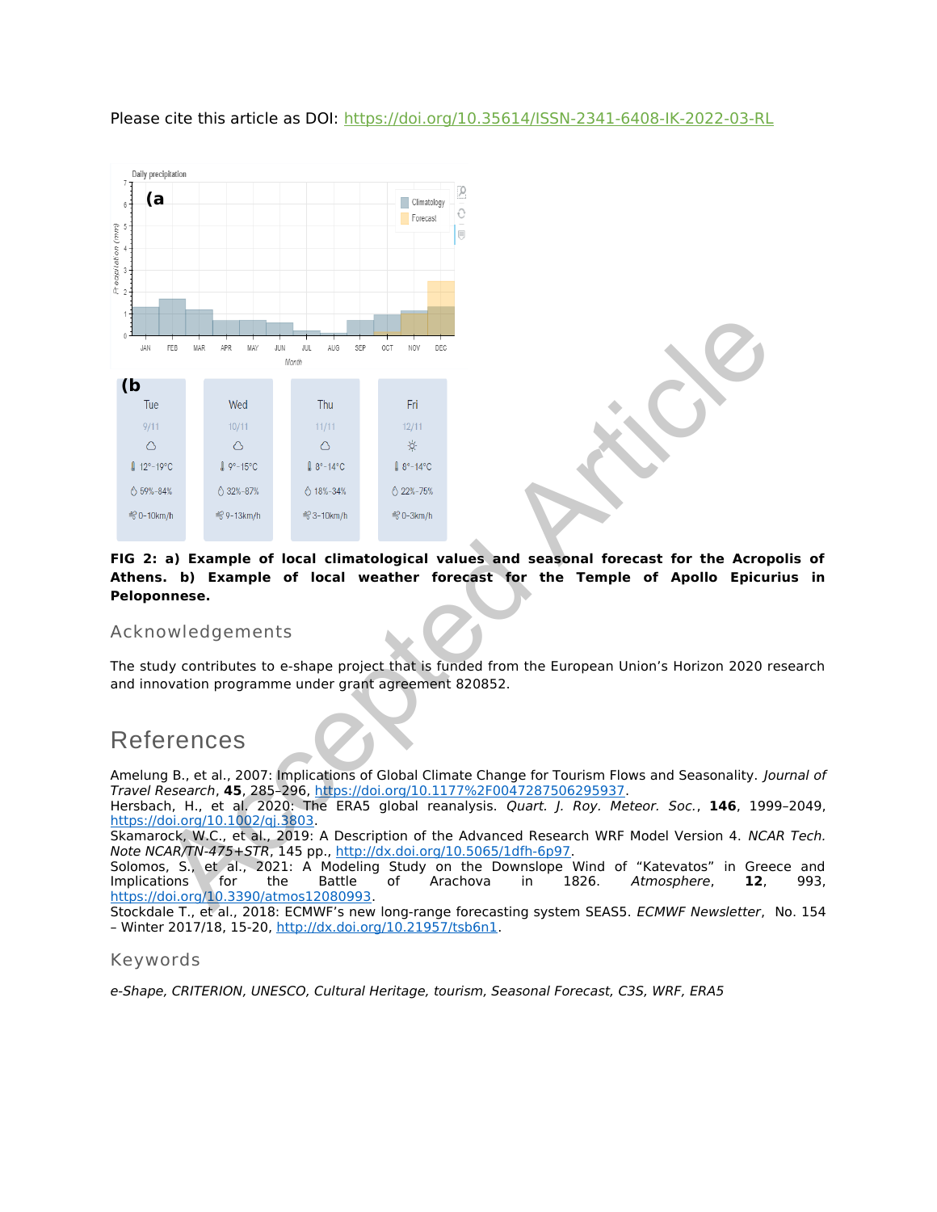Please cite this article as DOI: https://doi.org/10.35614/ISSN-2341-6408-IK-2022-03-RL

Daily precipitation

(a

Climatology
Forecast

Precipitation (mm)

JAN FEB MAR APR MAY JUN JUL AUG SEP OCT NOV DEC

Month

(b

Tue 9/11 12°-19°C 59%-84% 0-10km/h

Wed 10/11 9°-15°C 32%-87% 9-13km/h

Thu 11/11 8°-14°C 18%-34% 3-10km/h

Fri 12/11 8°-14°C 22%-75% 0-3km/h

**FIG 2: a) Example of local climatological values and seasonal forecast for the Acropolis of Athens. b) Example of local weather forecast for the Temple of Apollo Epicurius in Peloponnese.**

## Acknowledgements

The study contributes to e-shape project that is funded from the European Union's Horizon 2020 research and innovation programme under grant agreement 820852.

# References

Amelung B., et al., 2007: Implications of Global Climate Change for Tourism Flows and Seasonality. *Journal of Travel Research*, **45**, 285–296, https://doi.org/10.1177%2F0047287506295937.
Hersbach, H., et al. 2020: The ERA5 global reanalysis. *Quart. J. Roy. Meteor. Soc.*, **146**, 1999–2049, https://doi.org/10.1002/qj.3803.
Skamarock, W.C., et al., 2019: A Description of the Advanced Research WRF Model Version 4. *NCAR Tech. Note NCAR/TN-475+STR*, 145 pp., http://dx.doi.org/10.5065/1dfh-6p97.
Solomos, S., et al., 2021: A Modeling Study on the Downslope Wind of "Katevatos" in Greece and Implications for the Battle of Arachova in 1826. *Atmosphere*, **12**, 993, https://doi.org/10.3390/atmos12080993.
Stockdale T., et al., 2018: ECMWF's new long-range forecasting system SEAS5. *ECMWF Newsletter*, No. 154 – Winter 2017/18, 15-20, http://dx.doi.org/10.21957/tsb6n1.

## Keywords

*e-Shape, CRITERION, UNESCO, Cultural Heritage, tourism, Seasonal Forecast, C3S, WRF, ERA5*